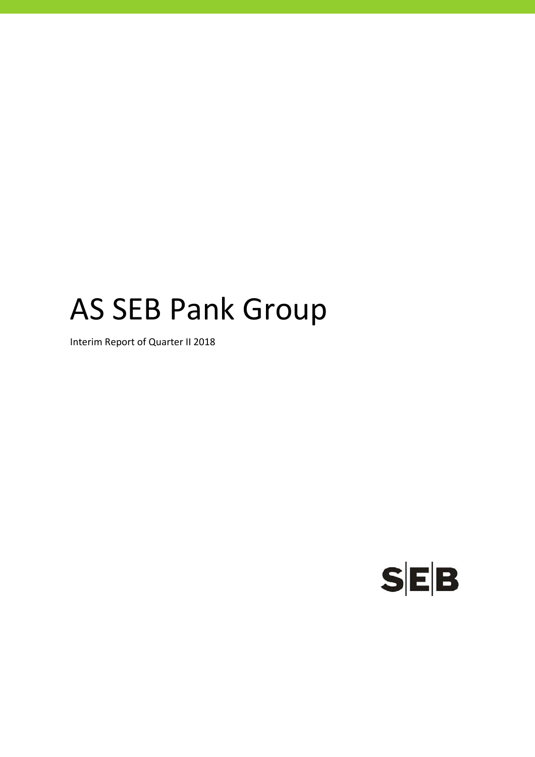# AS SEB Pank Group

Interim Report of Quarter II 2018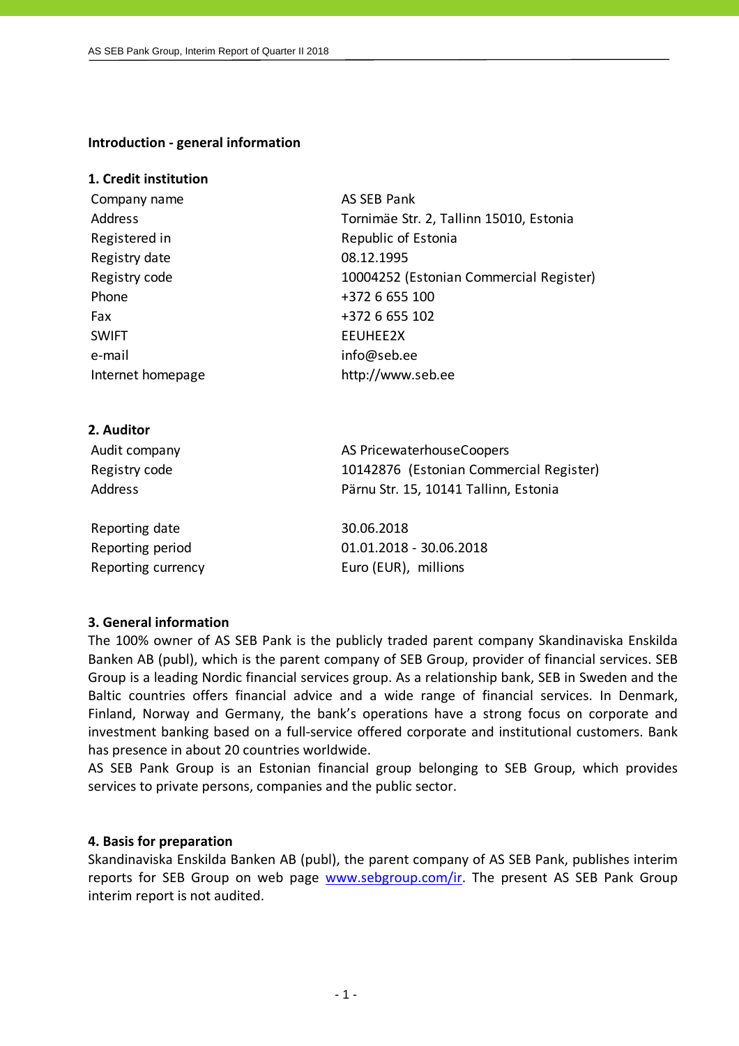## Introduction - general information

### 1. Credit institution

| | |
|---|---|
| Company name | AS SEB Pank |
| Address | Tornimäe Str. 2, Tallinn 15010, Estonia |
| Registered in | Republic of Estonia |
| Registry date | 08.12.1995 |
| Registry code | 10004252 (Estonian Commercial Register) |
| Phone | +372 6 655 100 |
| Fax | +372 6 655 102 |
| SWIFT | EEUHEE2X |
| e-mail | info@seb.ee |
| Internet homepage | http://www.seb.ee |

### 2. Auditor

| | |
|---|---|
| Audit company | AS PricewaterhouseCoopers |
| Registry code | 10142876 (Estonian Commercial Register) |
| Address | Pärnu Str. 15, 10141 Tallinn, Estonia |
| | |
| Reporting date | 30.06.2018 |
| Reporting period | 01.01.2018 - 30.06.2018 |
| Reporting currency | Euro (EUR), millions |

### 3. General information

The 100% owner of AS SEB Pank is the publicly traded parent company Skandinaviska Enskilda Banken AB (publ), which is the parent company of SEB Group, provider of financial services. SEB Group is a leading Nordic financial services group. As a relationship bank, SEB in Sweden and the Baltic countries offers financial advice and a wide range of financial services. In Denmark, Finland, Norway and Germany, the bank's operations have a strong focus on corporate and investment banking based on a full-service offered corporate and institutional customers. Bank has presence in about 20 countries worldwide.

AS SEB Pank Group is an Estonian financial group belonging to SEB Group, which provides services to private persons, companies and the public sector.

### 4. Basis for preparation

Skandinaviska Enskilda Banken AB (publ), the parent company of AS SEB Pank, publishes interim reports for SEB Group on web page www.sebgroup.com/ir. The present AS SEB Pank Group interim report is not audited.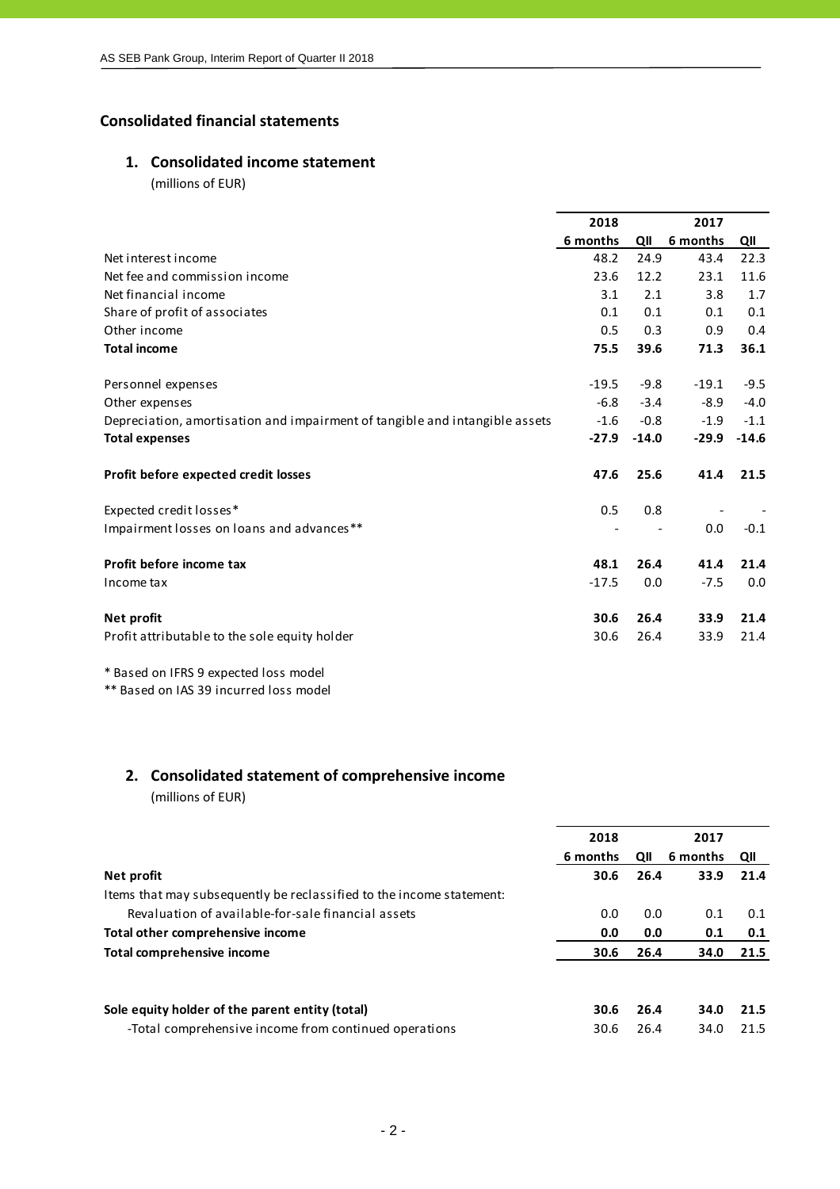## Consolidated financial statements

### 1. Consolidated income statement

(millions of EUR)

| | 2018 | | 2017 | |
|---|---|---|---|---|
| | 6 months | QII | 6 months | QII |
| Net interest income | 48.2 | 24.9 | 43.4 | 22.3 |
| Net fee and commission income | 23.6 | 12.2 | 23.1 | 11.6 |
| Net financial income | 3.1 | 2.1 | 3.8 | 1.7 |
| Share of profit of associates | 0.1 | 0.1 | 0.1 | 0.1 |
| Other income | 0.5 | 0.3 | 0.9 | 0.4 |
| **Total income** | **75.5** | **39.6** | **71.3** | **36.1** |
| | | | | |
| Personnel expenses | -19.5 | -9.8 | -19.1 | -9.5 |
| Other expenses | -6.8 | -3.4 | -8.9 | -4.0 |
| Depreciation, amortisation and impairment of tangible and intangible assets | -1.6 | -0.8 | -1.9 | -1.1 |
| **Total expenses** | **-27.9** | **-14.0** | **-29.9** | **-14.6** |
| | | | | |
| **Profit before expected credit losses** | **47.6** | **25.6** | **41.4** | **21.5** |
| | | | | |
| Expected credit losses* | 0.5 | 0.8 | - | - |
| Impairment losses on loans and advances** | - | - | 0.0 | -0.1 |
| | | | | |
| **Profit before income tax** | **48.1** | **26.4** | **41.4** | **21.4** |
| Income tax | -17.5 | 0.0 | -7.5 | 0.0 |
| | | | | |
| **Net profit** | **30.6** | **26.4** | **33.9** | **21.4** |
| Profit attributable to the sole equity holder | 30.6 | 26.4 | 33.9 | 21.4 |

* Based on IFRS 9 expected loss model

** Based on IAS 39 incurred loss model

### 2. Consolidated statement of comprehensive income

(millions of EUR)

| | 2018 | | 2017 | |
|---|---|---|---|---|
| | 6 months | QII | 6 months | QII |
| **Net profit** | **30.6** | **26.4** | **33.9** | **21.4** |
| Items that may subsequently be reclassified to the income statement: | | | | |
| Revaluation of available-for-sale financial assets | 0.0 | 0.0 | 0.1 | 0.1 |
| **Total other comprehensive income** | **0.0** | **0.0** | **0.1** | **0.1** |
| **Total comprehensive income** | **30.6** | **26.4** | **34.0** | **21.5** |
| | | | | |
| **Sole equity holder of the parent entity (total)** | **30.6** | **26.4** | **34.0** | **21.5** |
| -Total comprehensive income from continued operations | 30.6 | 26.4 | 34.0 | 21.5 |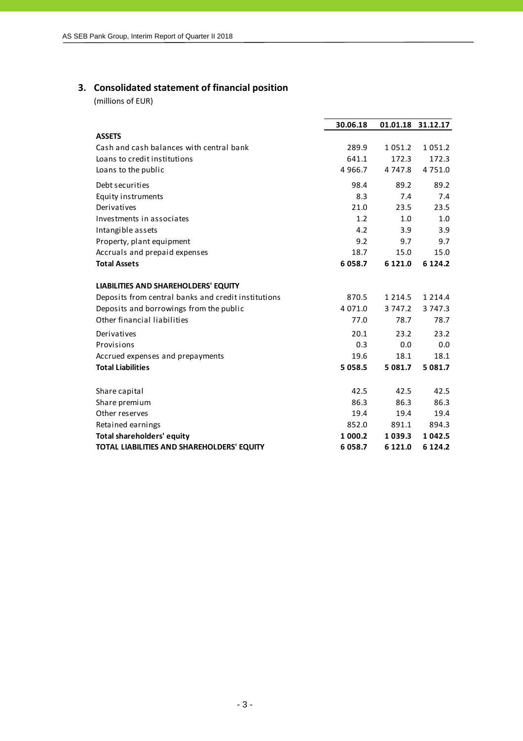## 3. Consolidated statement of financial position

(millions of EUR)

| | 30.06.18 | 01.01.18 | 31.12.17 |
|---|---|---|---|
| **ASSETS** | | | |
| Cash and cash balances with central bank | 289.9 | 1 051.2 | 1 051.2 |
| Loans to credit institutions | 641.1 | 172.3 | 172.3 |
| Loans to the public | 4 966.7 | 4 747.8 | 4 751.0 |
| Debt securities | 98.4 | 89.2 | 89.2 |
| Equity instruments | 8.3 | 7.4 | 7.4 |
| Derivatives | 21.0 | 23.5 | 23.5 |
| Investments in associates | 1.2 | 1.0 | 1.0 |
| Intangible assets | 4.2 | 3.9 | 3.9 |
| Property, plant equipment | 9.2 | 9.7 | 9.7 |
| Accruals and prepaid expenses | 18.7 | 15.0 | 15.0 |
| **Total Assets** | **6 058.7** | **6 121.0** | **6 124.2** |
| | | | |
| **LIABILITIES AND SHAREHOLDERS' EQUITY** | | | |
| Deposits from central banks and credit institutions | 870.5 | 1 214.5 | 1 214.4 |
| Deposits and borrowings from the public | 4 071.0 | 3 747.2 | 3 747.3 |
| Other financial liabilities | 77.0 | 78.7 | 78.7 |
| Derivatives | 20.1 | 23.2 | 23.2 |
| Provisions | 0.3 | 0.0 | 0.0 |
| Accrued expenses and prepayments | 19.6 | 18.1 | 18.1 |
| **Total Liabilities** | **5 058.5** | **5 081.7** | **5 081.7** |
| | | | |
| Share capital | 42.5 | 42.5 | 42.5 |
| Share premium | 86.3 | 86.3 | 86.3 |
| Other reserves | 19.4 | 19.4 | 19.4 |
| Retained earnings | 852.0 | 891.1 | 894.3 |
| **Total shareholders' equity** | **1 000.2** | **1 039.3** | **1 042.5** |
| **TOTAL LIABILITIES AND SHAREHOLDERS' EQUITY** | **6 058.7** | **6 121.0** | **6 124.2** |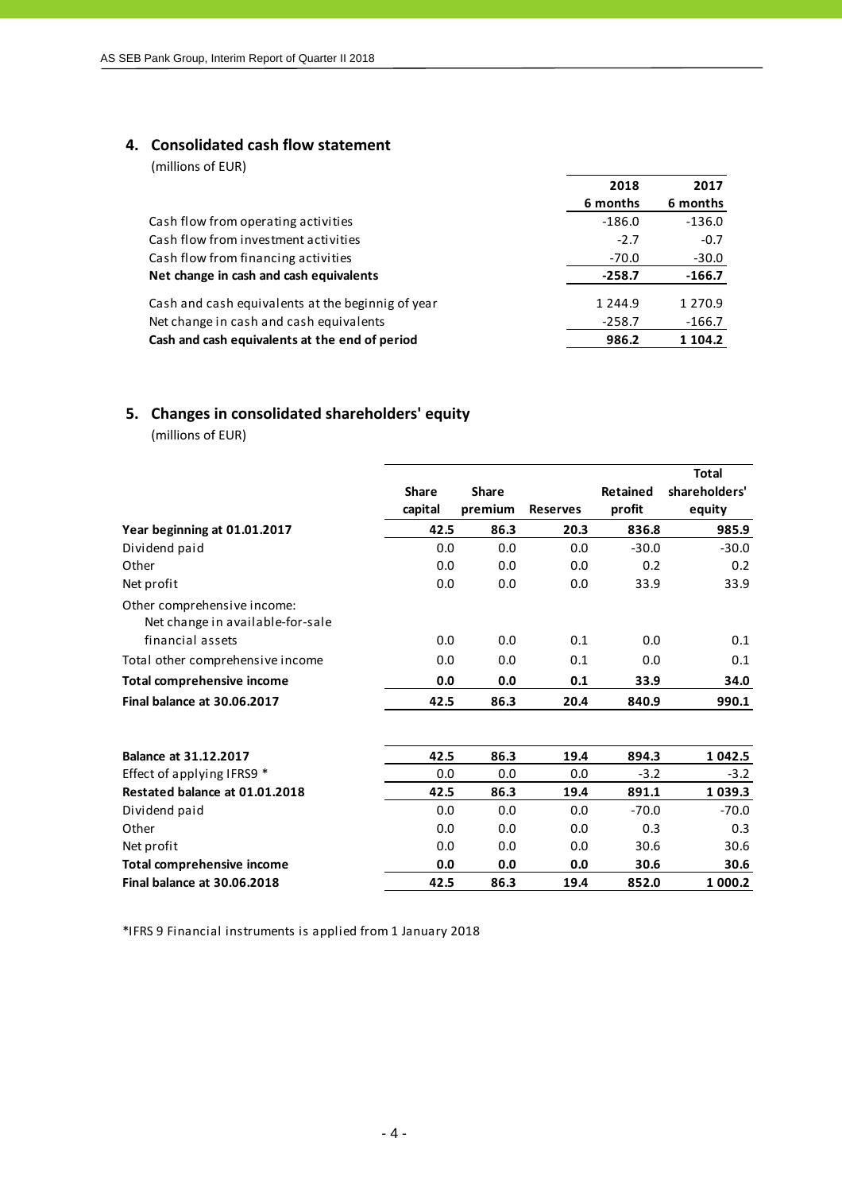## 4. Consolidated cash flow statement

(millions of EUR)

| | 2018 6 months | 2017 6 months |
|---|---|---|
| Cash flow from operating activities | -186.0 | -136.0 |
| Cash flow from investment activities | -2.7 | -0.7 |
| Cash flow from financing activities | -70.0 | -30.0 |
| **Net change in cash and cash equivalents** | **-258.7** | **-166.7** |
| Cash and cash equivalents at the beginnig of year | 1 244.9 | 1 270.9 |
| Net change in cash and cash equivalents | -258.7 | -166.7 |
| **Cash and cash equivalents at the end of period** | **986.2** | **1 104.2** |

## 5. Changes in consolidated shareholders' equity

(millions of EUR)

| | Share capital | Share premium | Reserves | Retained profit | Total shareholders' equity |
|---|---|---|---|---|---|
| **Year beginning at 01.01.2017** | **42.5** | **86.3** | **20.3** | **836.8** | **985.9** |
| Dividend paid | 0.0 | 0.0 | 0.0 | -30.0 | -30.0 |
| Other | 0.0 | 0.0 | 0.0 | 0.2 | 0.2 |
| Net profit | 0.0 | 0.0 | 0.0 | 33.9 | 33.9 |
| Other comprehensive income: Net change in available-for-sale financial assets | 0.0 | 0.0 | 0.1 | 0.0 | 0.1 |
| Total other comprehensive income | 0.0 | 0.0 | 0.1 | 0.0 | 0.1 |
| **Total comprehensive income** | **0.0** | **0.0** | **0.1** | **33.9** | **34.0** |
| **Final balance at 30.06.2017** | **42.5** | **86.3** | **20.4** | **840.9** | **990.1** |
| | | | | | |
| **Balance at 31.12.2017** | **42.5** | **86.3** | **19.4** | **894.3** | **1 042.5** |
| Effect of applying IFRS9 * | 0.0 | 0.0 | 0.0 | -3.2 | -3.2 |
| **Restated balance at 01.01.2018** | **42.5** | **86.3** | **19.4** | **891.1** | **1 039.3** |
| Dividend paid | 0.0 | 0.0 | 0.0 | -70.0 | -70.0 |
| Other | 0.0 | 0.0 | 0.0 | 0.3 | 0.3 |
| Net profit | 0.0 | 0.0 | 0.0 | 30.6 | 30.6 |
| **Total comprehensive income** | **0.0** | **0.0** | **0.0** | **30.6** | **30.6** |
| **Final balance at 30.06.2018** | **42.5** | **86.3** | **19.4** | **852.0** | **1 000.2** |

*IFRS 9 Financial instruments is applied from 1 January 2018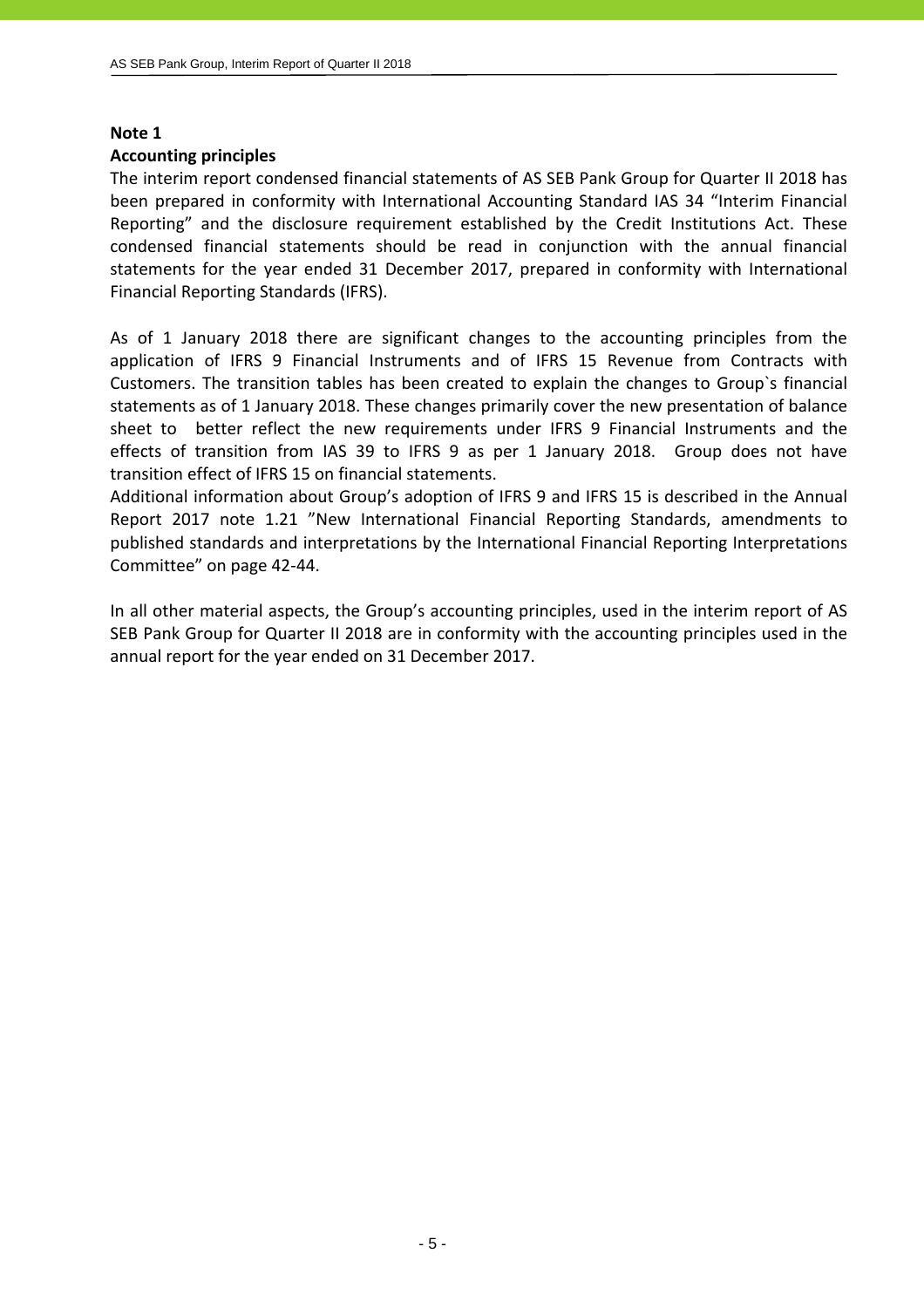**Note 1**

**Accounting principles**

The interim report condensed financial statements of AS SEB Pank Group for Quarter II 2018 has been prepared in conformity with International Accounting Standard IAS 34 "Interim Financial Reporting" and the disclosure requirement established by the Credit Institutions Act. These condensed financial statements should be read in conjunction with the annual financial statements for the year ended 31 December 2017, prepared in conformity with International Financial Reporting Standards (IFRS).

As of 1 January 2018 there are significant changes to the accounting principles from the application of IFRS 9 Financial Instruments and of IFRS 15 Revenue from Contracts with Customers. The transition tables has been created to explain the changes to Group`s financial statements as of 1 January 2018. These changes primarily cover the new presentation of balance sheet to better reflect the new requirements under IFRS 9 Financial Instruments and the effects of transition from IAS 39 to IFRS 9 as per 1 January 2018. Group does not have transition effect of IFRS 15 on financial statements.
Additional information about Group's adoption of IFRS 9 and IFRS 15 is described in the Annual Report 2017 note 1.21 "New International Financial Reporting Standards, amendments to published standards and interpretations by the International Financial Reporting Interpretations Committee" on page 42-44.

In all other material aspects, the Group's accounting principles, used in the interim report of AS SEB Pank Group for Quarter II 2018 are in conformity with the accounting principles used in the annual report for the year ended on 31 December 2017.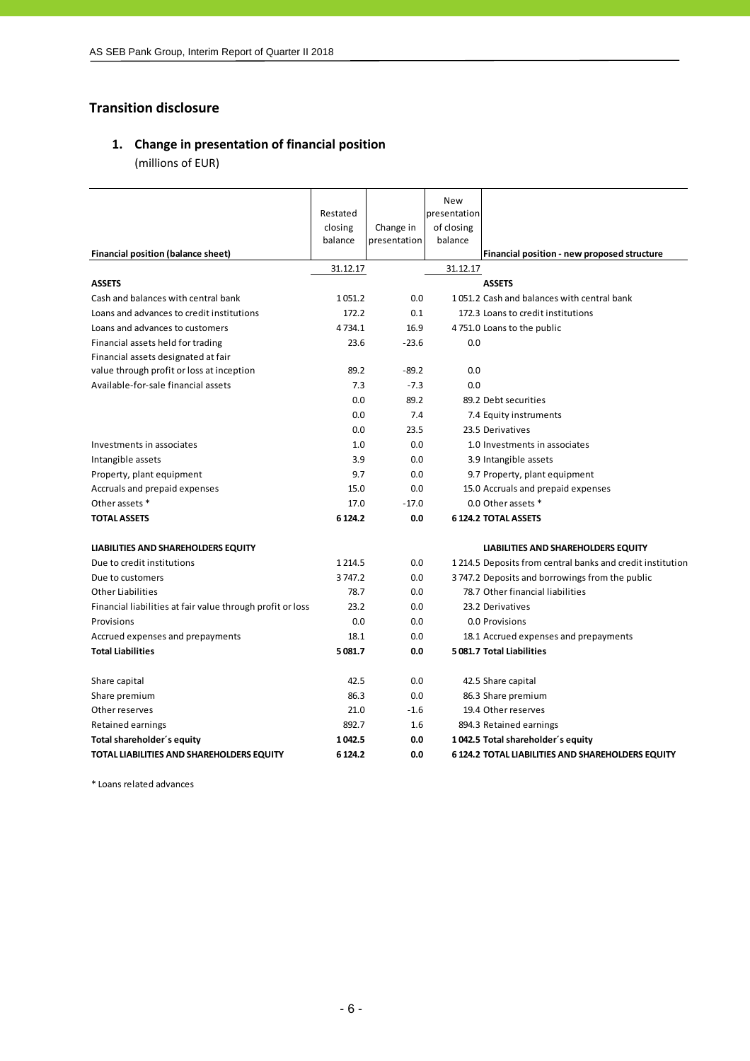## Transition disclosure

### 1. Change in presentation of financial position

(millions of EUR)

| Financial position (balance sheet) | Restated closing balance | Change in presentation | New presentation of closing balance | Financial position - new proposed structure |
|---|---|---|---|---|
| | 31.12.17 | | 31.12.17 | |
| **ASSETS** | | | | **ASSETS** |
| Cash and balances with central bank | 1 051.2 | 0.0 | 1 051.2 | Cash and balances with central bank |
| Loans and advances to credit institutions | 172.2 | 0.1 | 172.3 | Loans to credit institutions |
| Loans and advances to customers | 4 734.1 | 16.9 | 4 751.0 | Loans to the public |
| Financial assets held for trading | 23.6 | -23.6 | 0.0 | |
| Financial assets designated at fair value through profit or loss at inception | 89.2 | -89.2 | 0.0 | |
| Available-for-sale financial assets | 7.3 | -7.3 | 0.0 | |
| | 0.0 | 89.2 | 89.2 | Debt securities |
| | 0.0 | 7.4 | 7.4 | Equity instruments |
| | 0.0 | 23.5 | 23.5 | Derivatives |
| Investments in associates | 1.0 | 0.0 | 1.0 | Investments in associates |
| Intangible assets | 3.9 | 0.0 | 3.9 | Intangible assets |
| Property, plant equipment | 9.7 | 0.0 | 9.7 | Property, plant equipment |
| Accruals and prepaid expenses | 15.0 | 0.0 | 15.0 | Accruals and prepaid expenses |
| Other assets * | 17.0 | -17.0 | 0.0 | Other assets * |
| **TOTAL ASSETS** | **6 124.2** | **0.0** | **6 124.2** | **TOTAL ASSETS** |
| | | | | |
| **LIABILITIES AND SHAREHOLDERS EQUITY** | | | | **LIABILITIES AND SHAREHOLDERS EQUITY** |
| Due to credit institutions | 1 214.5 | 0.0 | 1 214.5 | Deposits from central banks and credit institution |
| Due to customers | 3 747.2 | 0.0 | 3 747.2 | Deposits and borrowings from the public |
| Other Liabilities | 78.7 | 0.0 | 78.7 | Other financial liabilities |
| Financial liabilities at fair value through profit or loss | 23.2 | 0.0 | 23.2 | Derivatives |
| Provisions | 0.0 | 0.0 | 0.0 | Provisions |
| Accrued expenses and prepayments | 18.1 | 0.0 | 18.1 | Accrued expenses and prepayments |
| **Total Liabilities** | **5 081.7** | **0.0** | **5 081.7** | **Total Liabilities** |
| | | | | |
| Share capital | 42.5 | 0.0 | 42.5 | Share capital |
| Share premium | 86.3 | 0.0 | 86.3 | Share premium |
| Other reserves | 21.0 | -1.6 | 19.4 | Other reserves |
| Retained earnings | 892.7 | 1.6 | 894.3 | Retained earnings |
| **Total shareholder´s equity** | **1 042.5** | **0.0** | **1 042.5** | **Total shareholder´s equity** |
| **TOTAL LIABILITIES AND SHAREHOLDERS EQUITY** | **6 124.2** | **0.0** | **6 124.2** | **TOTAL LIABILITIES AND SHAREHOLDERS EQUITY** |

* Loans related advances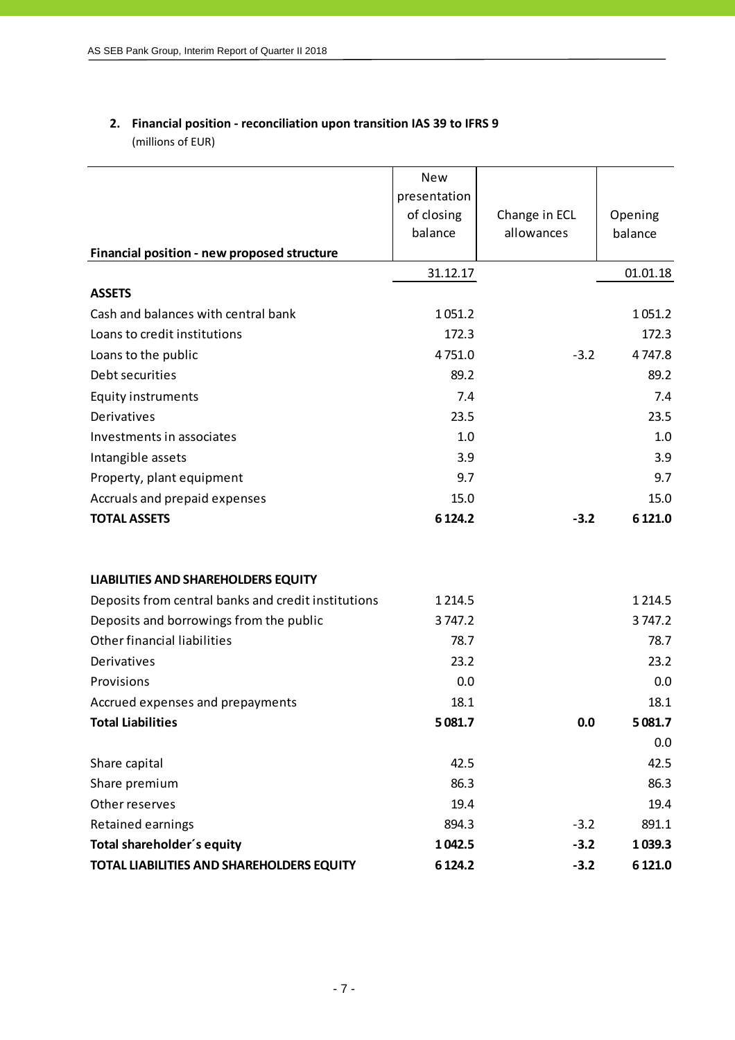## 2. Financial position - reconciliation upon transition IAS 39 to IFRS 9

(millions of EUR)

| Financial position - new proposed structure | New presentation of closing balance | Change in ECL allowances | Opening balance |
|---|---|---|---|
| | 31.12.17 | | 01.01.18 |
| **ASSETS** | | | |
| Cash and balances with central bank | 1 051.2 | | 1 051.2 |
| Loans to credit institutions | 172.3 | | 172.3 |
| Loans to the public | 4 751.0 | -3.2 | 4 747.8 |
| Debt securities | 89.2 | | 89.2 |
| Equity instruments | 7.4 | | 7.4 |
| Derivatives | 23.5 | | 23.5 |
| Investments in associates | 1.0 | | 1.0 |
| Intangible assets | 3.9 | | 3.9 |
| Property, plant equipment | 9.7 | | 9.7 |
| Accruals and prepaid expenses | 15.0 | | 15.0 |
| **TOTAL ASSETS** | **6 124.2** | **-3.2** | **6 121.0** |
| | | | |
| **LIABILITIES AND SHAREHOLDERS EQUITY** | | | |
| Deposits from central banks and credit institutions | 1 214.5 | | 1 214.5 |
| Deposits and borrowings from the public | 3 747.2 | | 3 747.2 |
| Other financial liabilities | 78.7 | | 78.7 |
| Derivatives | 23.2 | | 23.2 |
| Provisions | 0.0 | | 0.0 |
| Accrued expenses and prepayments | 18.1 | | 18.1 |
| **Total Liabilities** | **5 081.7** | **0.0** | **5 081.7** |
| | | | 0.0 |
| Share capital | 42.5 | | 42.5 |
| Share premium | 86.3 | | 86.3 |
| Other reserves | 19.4 | | 19.4 |
| Retained earnings | 894.3 | -3.2 | 891.1 |
| **Total shareholder´s equity** | **1 042.5** | **-3.2** | **1 039.3** |
| **TOTAL LIABILITIES AND SHAREHOLDERS EQUITY** | **6 124.2** | **-3.2** | **6 121.0** |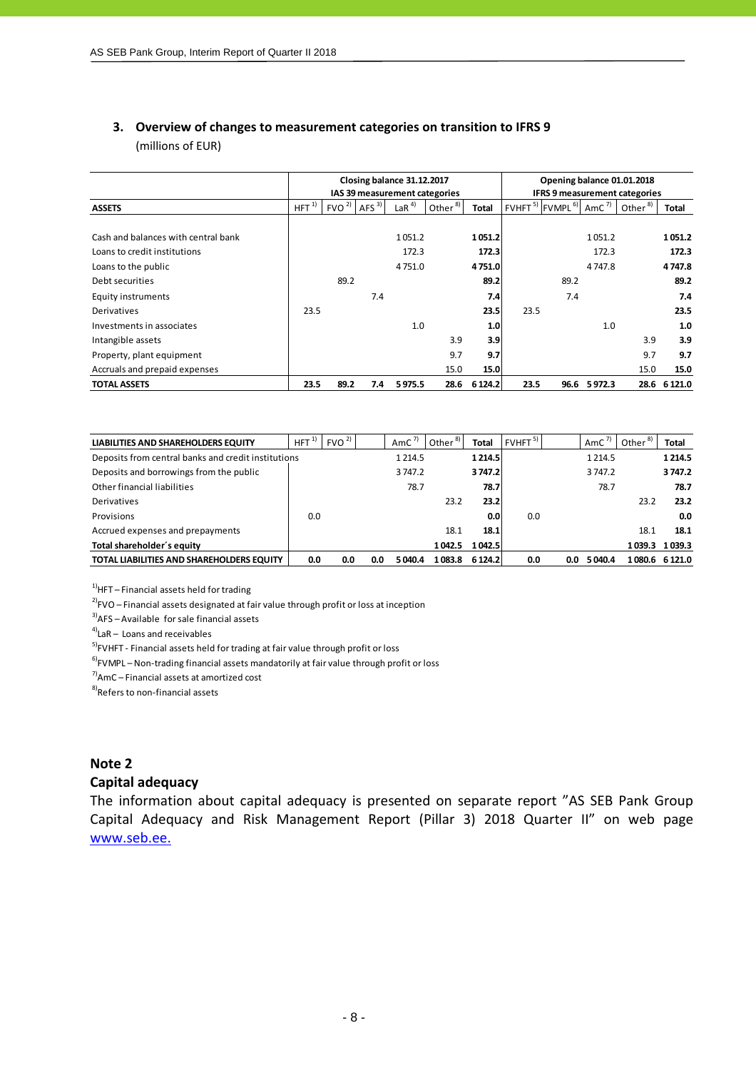### 3. Overview of changes to measurement categories on transition to IFRS 9

(millions of EUR)

| | Closing balance 31.12.2017 IAS 39 measurement categories | | | | | | Opening balance 01.01.2018 IFRS 9 measurement categories | | | | |
|---|---|---|---|---|---|---|---|---|---|---|---|
| **ASSETS** | HFT [1] | FVO [2] | AFS [3] | LaR [4] | Other [8] | Total | FVHFT [5] | FVMPL [6] | AmC [7] | Other [8] | Total |
| Cash and balances with central bank | | | | 1 051.2 | | **1 051.2** | | | 1 051.2 | | **1 051.2** |
| Loans to credit institutions | | | | 172.3 | | **172.3** | | | 172.3 | | **172.3** |
| Loans to the public | | | | 4 751.0 | | **4 751.0** | | | 4 747.8 | | **4 747.8** |
| Debt securities | | 89.2 | | | | **89.2** | | 89.2 | | | **89.2** |
| Equity instruments | | | 7.4 | | | **7.4** | | 7.4 | | | **7.4** |
| Derivatives | 23.5 | | | | | **23.5** | 23.5 | | | | **23.5** |
| Investments in associates | | | | 1.0 | | **1.0** | | | 1.0 | | **1.0** |
| Intangible assets | | | | | 3.9 | **3.9** | | | | 3.9 | **3.9** |
| Property, plant equipment | | | | | 9.7 | **9.7** | | | | 9.7 | **9.7** |
| Accruals and prepaid expenses | | | | | 15.0 | **15.0** | | | | 15.0 | **15.0** |
| **TOTAL ASSETS** | **23.5** | **89.2** | **7.4** | **5 975.5** | **28.6** | **6 124.2** | **23.5** | **96.6** | **5 972.3** | **28.6** | **6 121.0** |

| **LIABILITIES AND SHAREHOLDERS EQUITY** | HFT [1] | FVO [2] | | AmC [7] | Other [8] | Total | FVHFT [5] | | AmC [7] | Other [8] | Total |
|---|---|---|---|---|---|---|---|---|---|---|---|
| Deposits from central banks and credit institutions | | | | 1 214.5 | | **1 214.5** | | | 1 214.5 | | **1 214.5** |
| Deposits and borrowings from the public | | | | 3 747.2 | | **3 747.2** | | | 3 747.2 | | **3 747.2** |
| Other financial liabilities | | | | 78.7 | | **78.7** | | | 78.7 | | **78.7** |
| Derivatives | | | | | 23.2 | **23.2** | | | | 23.2 | **23.2** |
| Provisions | 0.0 | | | | | **0.0** | 0.0 | | | | **0.0** |
| Accrued expenses and prepayments | | | | | 18.1 | **18.1** | | | | 18.1 | **18.1** |
| **Total shareholder´s equity** | | | | | **1 042.5** | **1 042.5** | | | | **1 039.3** | **1 039.3** |
| **TOTAL LIABILITIES AND SHAREHOLDERS EQUITY** | **0.0** | **0.0** | **0.0** | **5 040.4** | **1 083.8** | **6 124.2** | **0.0** | **0.0** | **5 040.4** | **1 080.6** | **6 121.0** |

[1] HFT – Financial assets held for trading

[2] FVO – Financial assets designated at fair value through profit or loss at inception

[3] AFS – Available for sale financial assets

[4] LaR – Loans and receivables

[5] FVHFT - Financial assets held for trading at fair value through profit or loss

[6] FVMPL – Non-trading financial assets mandatorily at fair value through profit or loss

[7] AmC – Financial assets at amortized cost

[8] Refers to non-financial assets

## Note 2

## Capital adequacy

The information about capital adequacy is presented on separate report "AS SEB Pank Group Capital Adequacy and Risk Management Report (Pillar 3) 2018 Quarter II" on web page [www.seb.ee.](www.seb.ee)